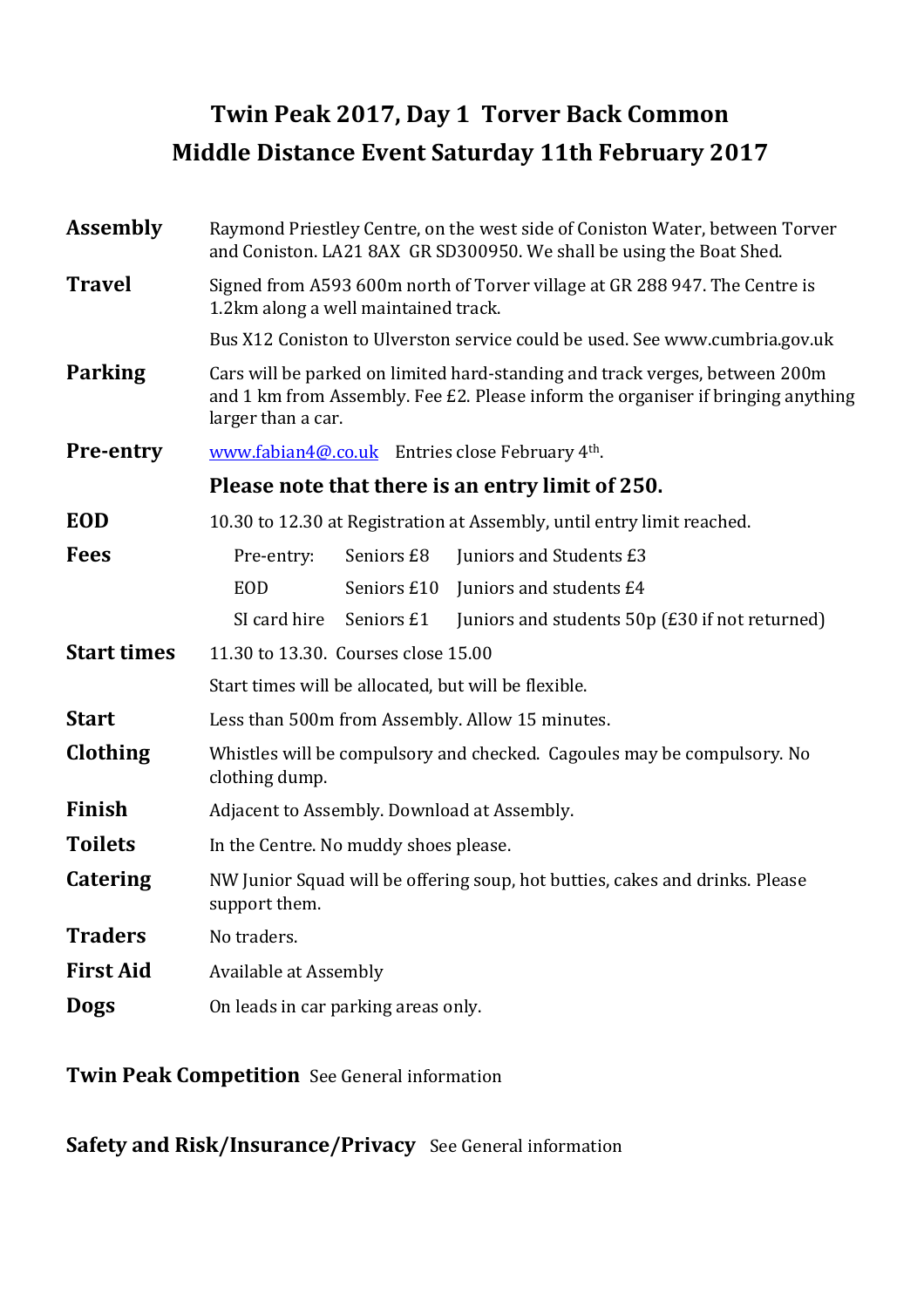# Twin Peak 2017, Day 1 Torver Back Common

# Middle Distance Event Saturday 11th February 2017

**Assembly** Raymond Priestley Centre, on the west side of Coniston Water, between Torver and Coniston. LA21 8AX GR SD300950. We shall be using the Boat Shed.

**Travel** Signed from A593 600m north of Torver village at GR 288 947. The Centre is 1.2km along a well maintained track.

Bus X12 Coniston to Ulverston service could be used. See www.cumbria.gov.uk

**Parking** Cars will be parked on limited hard-standing and track verges, between 200m and 1 km from Assembly. Fee £2. Please inform the organiser if bringing anything larger than a car.

**Pre-entry** www.fabian4@.co.uk Entries close February 4th.

**Please note that there is an entry limit of 250.**

**EOD** 10.30 to 12.30 at Registration at Assembly, until entry limit reached.

**Fees**

| | | |
|---|---|---|
| Pre-entry: | Seniors £8 | Juniors and Students £3 |
| EOD | Seniors £10 | Juniors and students £4 |
| SI card hire | Seniors £1 | Juniors and students 50p (£30 if not returned) |

**Start times** 11.30 to 13.30. Courses close 15.00

Start times will be allocated, but will be flexible.

**Start** Less than 500m from Assembly. Allow 15 minutes.

**Clothing** Whistles will be compulsory and checked. Cagoules may be compulsory. No clothing dump.

**Finish** Adjacent to Assembly. Download at Assembly.

**Toilets** In the Centre. No muddy shoes please.

**Catering** NW Junior Squad will be offering soup, hot butties, cakes and drinks. Please support them.

**Traders** No traders.

**First Aid** Available at Assembly

**Dogs** On leads in car parking areas only.

**Twin Peak Competition** See General information

**Safety and Risk/Insurance/Privacy** See General information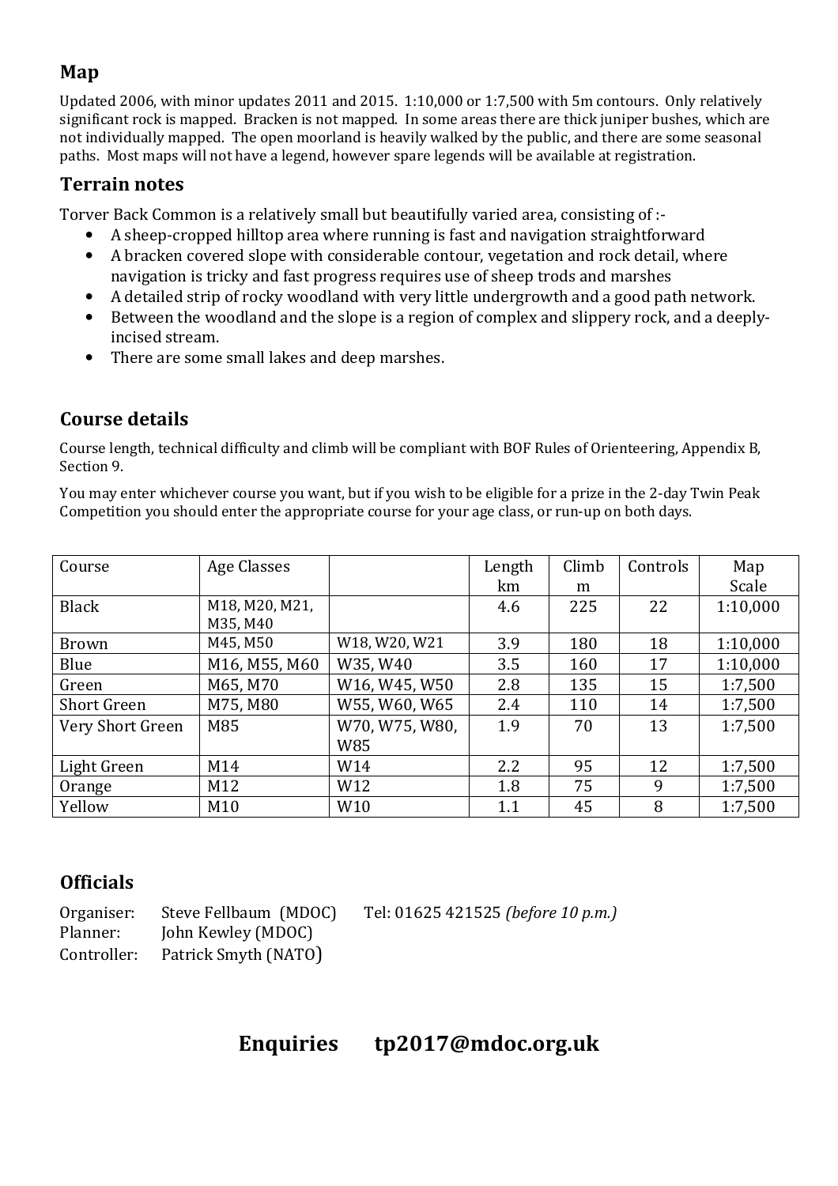## Map

Updated 2006, with minor updates 2011 and 2015. 1:10,000 or 1:7,500 with 5m contours. Only relatively significant rock is mapped. Bracken is not mapped. In some areas there are thick juniper bushes, which are not individually mapped. The open moorland is heavily walked by the public, and there are some seasonal paths. Most maps will not have a legend, however spare legends will be available at registration.

## Terrain notes

Torver Back Common is a relatively small but beautifully varied area, consisting of :-

- A sheep-cropped hilltop area where running is fast and navigation straightforward
- A bracken covered slope with considerable contour, vegetation and rock detail, where navigation is tricky and fast progress requires use of sheep trods and marshes
- A detailed strip of rocky woodland with very little undergrowth and a good path network.
- Between the woodland and the slope is a region of complex and slippery rock, and a deeply-incised stream.
- There are some small lakes and deep marshes.

## Course details

Course length, technical difficulty and climb will be compliant with BOF Rules of Orienteering, Appendix B, Section 9.

You may enter whichever course you want, but if you wish to be eligible for a prize in the 2-day Twin Peak Competition you should enter the appropriate course for your age class, or run-up on both days.

| Course | Age Classes | | Length km | Climb m | Controls | Map Scale |
|---|---|---|---|---|---|---|
| Black | M18, M20, M21, M35, M40 | | 4.6 | 225 | 22 | 1:10,000 |
| Brown | M45, M50 | W18, W20, W21 | 3.9 | 180 | 18 | 1:10,000 |
| Blue | M16, M55, M60 | W35, W40 | 3.5 | 160 | 17 | 1:10,000 |
| Green | M65, M70 | W16, W45, W50 | 2.8 | 135 | 15 | 1:7,500 |
| Short Green | M75, M80 | W55, W60, W65 | 2.4 | 110 | 14 | 1:7,500 |
| Very Short Green | M85 | W70, W75, W80, W85 | 1.9 | 70 | 13 | 1:7,500 |
| Light Green | M14 | W14 | 2.2 | 95 | 12 | 1:7,500 |
| Orange | M12 | W12 | 1.8 | 75 | 9 | 1:7,500 |
| Yellow | M10 | W10 | 1.1 | 45 | 8 | 1:7,500 |

## Officials

Organiser: Steve Fellbaum (MDOC) Tel: 01625 421525 *(before 10 p.m.)*
Planner: John Kewley (MDOC)
Controller: Patrick Smyth (NATO)

## Enquiries tp2017@mdoc.org.uk